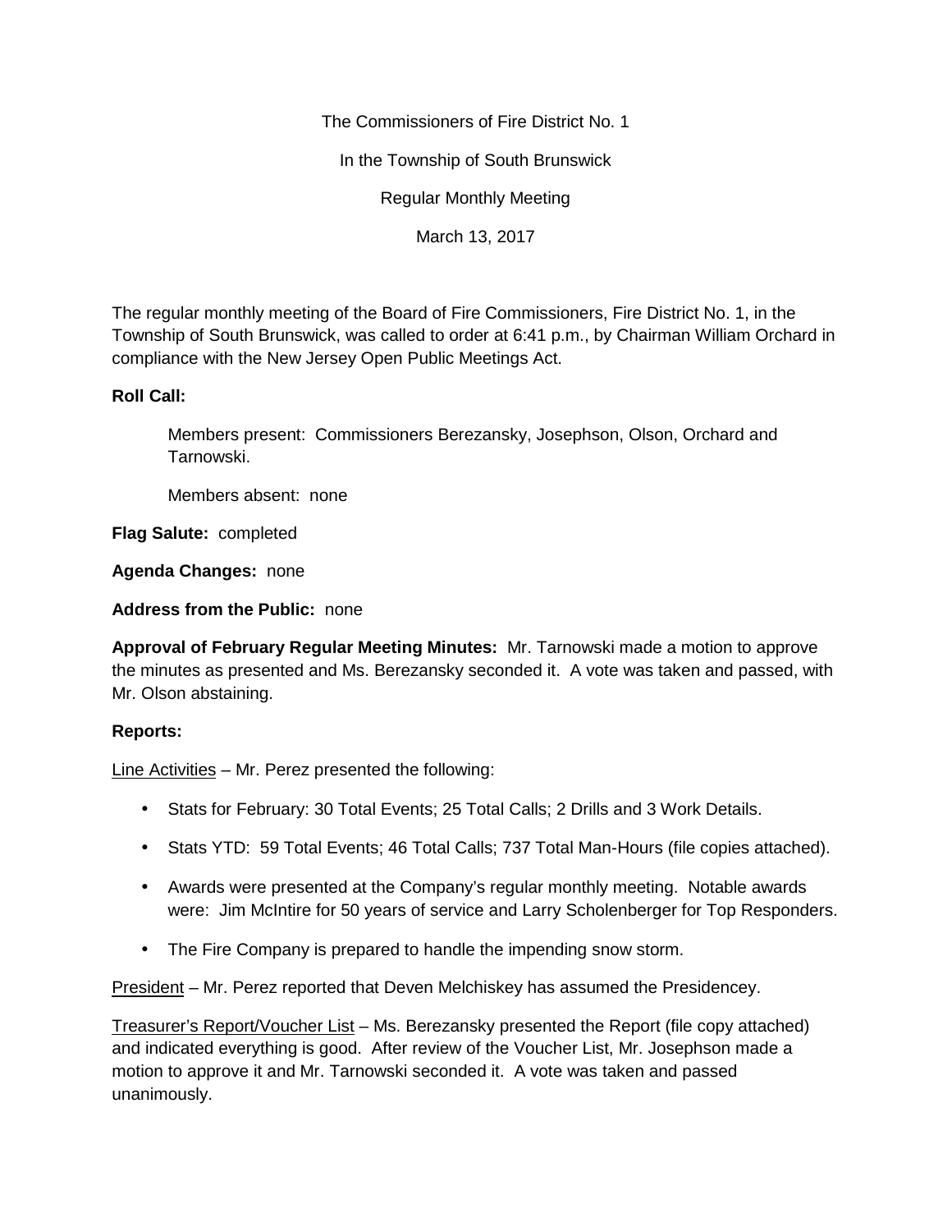The Commissioners of Fire District No. 1

In the Township of South Brunswick

Regular Monthly Meeting

March 13, 2017

The regular monthly meeting of the Board of Fire Commissioners, Fire District No. 1, in the Township of South Brunswick, was called to order at 6:41 p.m., by Chairman William Orchard in compliance with the New Jersey Open Public Meetings Act.

**Roll Call:**

Members present: Commissioners Berezansky, Josephson, Olson, Orchard and Tarnowski.

Members absent: none

**Flag Salute:** completed

**Agenda Changes:** none

**Address from the Public:** none

**Approval of February Regular Meeting Minutes:** Mr. Tarnowski made a motion to approve the minutes as presented and Ms. Berezansky seconded it. A vote was taken and passed, with Mr. Olson abstaining.

**Reports:**

<u>Line Activities</u> – Mr. Perez presented the following:

- Stats for February: 30 Total Events; 25 Total Calls; 2 Drills and 3 Work Details.
- Stats YTD: 59 Total Events; 46 Total Calls; 737 Total Man-Hours (file copies attached).
- Awards were presented at the Company's regular monthly meeting. Notable awards were: Jim McIntire for 50 years of service and Larry Scholenberger for Top Responders.
- The Fire Company is prepared to handle the impending snow storm.

<u>President</u> – Mr. Perez reported that Deven Melchiskey has assumed the Presidencey.

<u>Treasurer's Report/Voucher List</u> – Ms. Berezansky presented the Report (file copy attached) and indicated everything is good. After review of the Voucher List, Mr. Josephson made a motion to approve it and Mr. Tarnowski seconded it. A vote was taken and passed unanimously.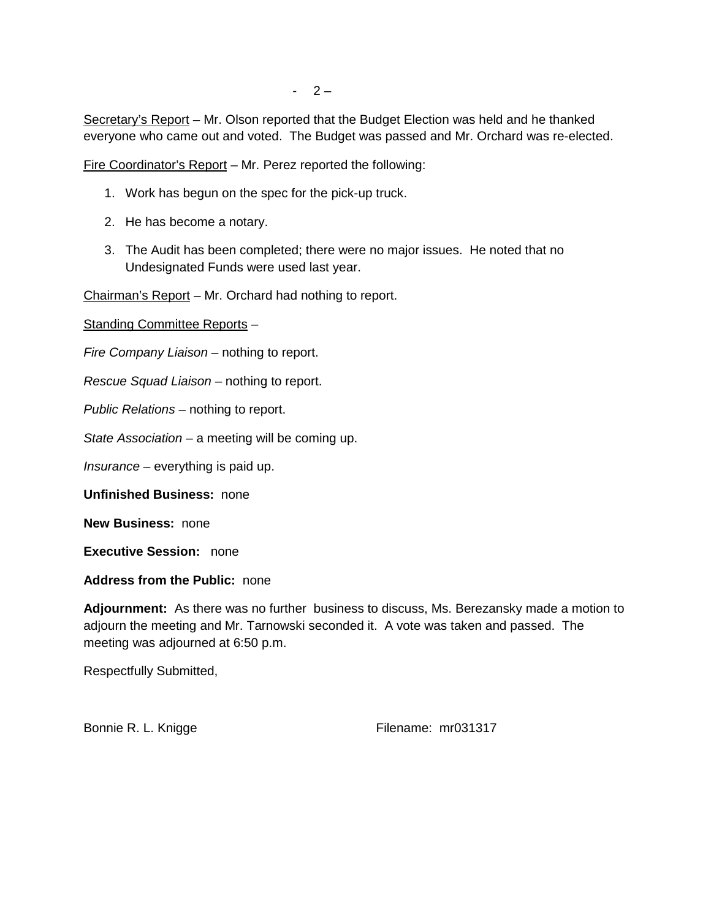<u>Secretary's Report</u> – Mr. Olson reported that the Budget Election was held and he thanked everyone who came out and voted. The Budget was passed and Mr. Orchard was re-elected.

<u>Fire Coordinator's Report</u> – Mr. Perez reported the following:

1. Work has begun on the spec for the pick-up truck.
2. He has become a notary.
3. The Audit has been completed; there were no major issues. He noted that no Undesignated Funds were used last year.

<u>Chairman's Report</u> – Mr. Orchard had nothing to report.

<u>Standing Committee Reports</u> –

*Fire Company Liaison* – nothing to report.

*Rescue Squad Liaison* – nothing to report.

*Public Relations* – nothing to report.

*State Association* – a meeting will be coming up.

*Insurance* – everything is paid up.

**Unfinished Business:** none

**New Business:** none

**Executive Session:** none

**Address from the Public:** none

**Adjournment:** As there was no further business to discuss, Ms. Berezansky made a motion to adjourn the meeting and Mr. Tarnowski seconded it. A vote was taken and passed. The meeting was adjourned at 6:50 p.m.

Respectfully Submitted,

Bonnie R. L. Knigge                    Filename: mr031317